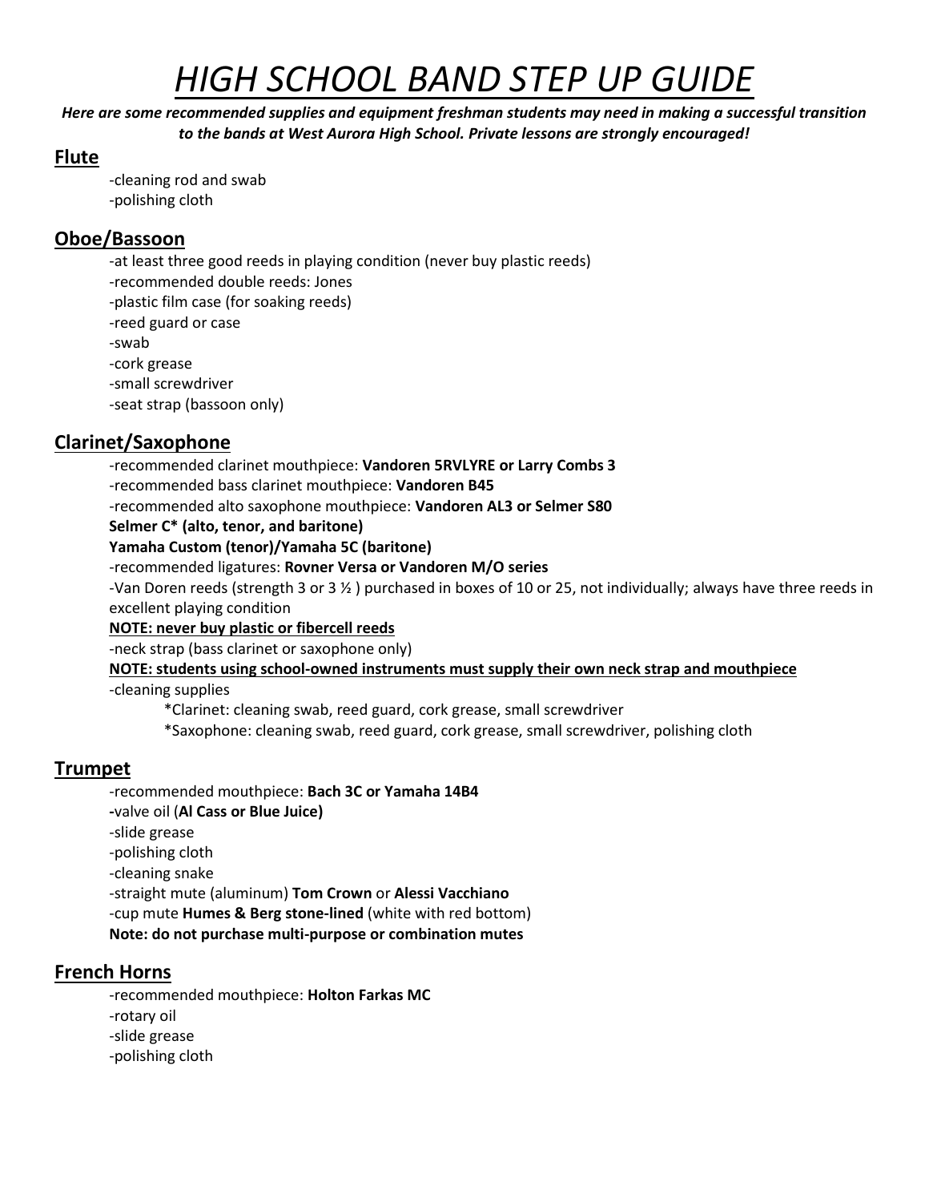# *HIGH SCHOOL BAND STEP UP GUIDE*

***Here are some recommended supplies and equipment freshman students may need in making a successful transition to the bands at West Aurora High School. Private lessons are strongly encouraged!***

## Flute

-cleaning rod and swab
-polishing cloth

## Oboe/Bassoon

-at least three good reeds in playing condition (never buy plastic reeds)
-recommended double reeds: Jones
-plastic film case (for soaking reeds)
-reed guard or case
-swab
-cork grease
-small screwdriver
-seat strap (bassoon only)

## Clarinet/Saxophone

-recommended clarinet mouthpiece: **Vandoren 5RVLYRE or Larry Combs 3**
-recommended bass clarinet mouthpiece: **Vandoren B45**
-recommended alto saxophone mouthpiece: **Vandoren AL3 or Selmer S80**
**Selmer C* (alto, tenor, and baritone)**
**Yamaha Custom (tenor)/Yamaha 5C (baritone)**
-recommended ligatures: **Rovner Versa or Vandoren M/O series**
-Van Doren reeds (strength 3 or 3 ½ ) purchased in boxes of 10 or 25, not individually; always have three reeds in excellent playing condition
**NOTE: never buy plastic or fibercell reeds**
-neck strap (bass clarinet or saxophone only)
**NOTE: students using school-owned instruments must supply their own neck strap and mouthpiece**
-cleaning supplies

- *Clarinet: cleaning swab, reed guard, cork grease, small screwdriver
- *Saxophone: cleaning swab, reed guard, cork grease, small screwdriver, polishing cloth

## Trumpet

-recommended mouthpiece: **Bach 3C or Yamaha 14B4**
-valve oil (**Al Cass or Blue Juice)**
-slide grease
-polishing cloth
-cleaning snake
-straight mute (aluminum) **Tom Crown** or **Alessi Vacchiano**
-cup mute **Humes & Berg stone-lined** (white with red bottom)
**Note: do not purchase multi-purpose or combination mutes**

## French Horns

-recommended mouthpiece: **Holton Farkas MC**
-rotary oil
-slide grease
-polishing cloth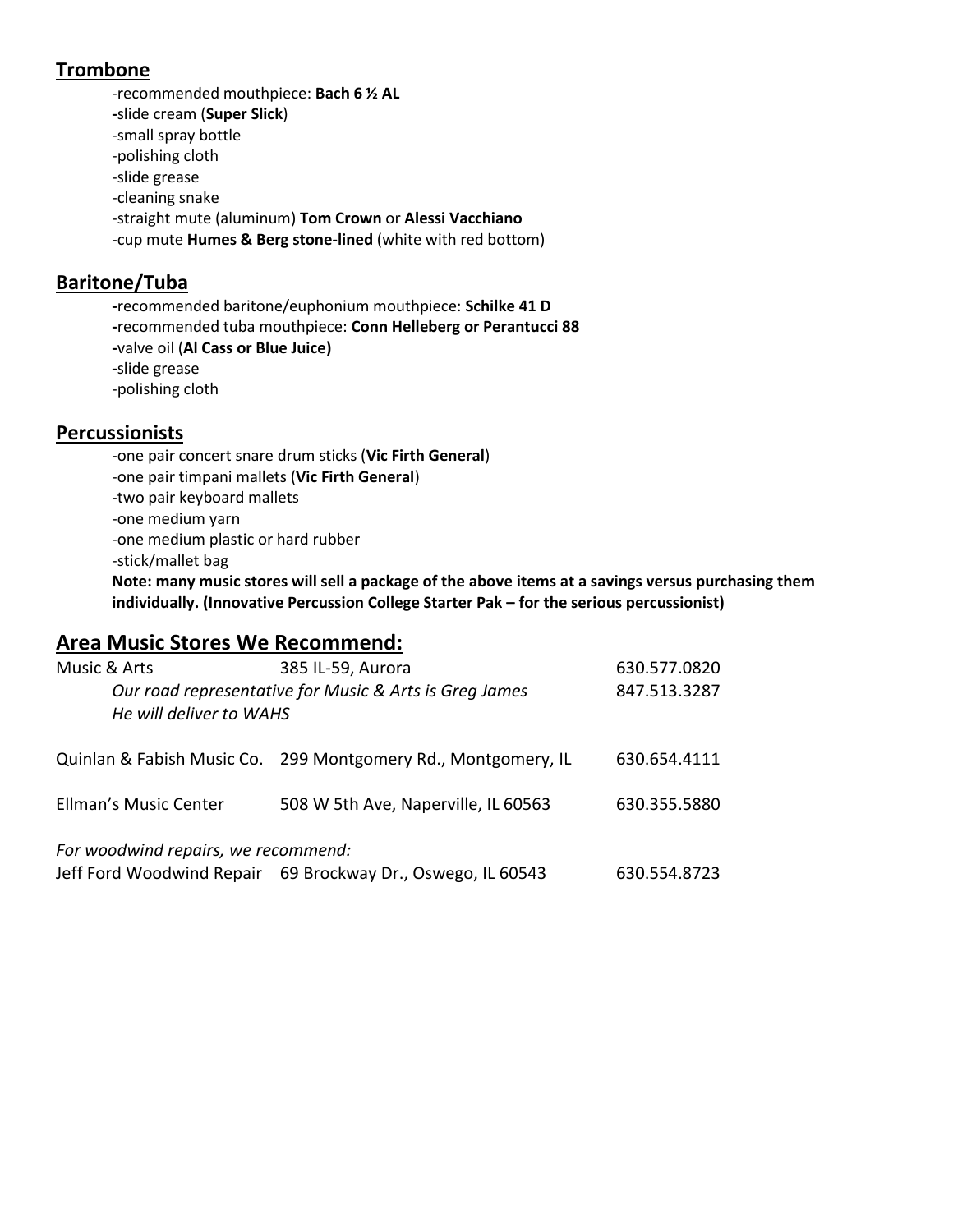## Trombone

- -recommended mouthpiece: **Bach 6 ½ AL**
- -slide cream (**Super Slick**)
- -small spray bottle
- -polishing cloth
- -slide grease
- -cleaning snake
- -straight mute (aluminum) **Tom Crown** or **Alessi Vacchiano**
- -cup mute **Humes & Berg stone-lined** (white with red bottom)

## Baritone/Tuba

- -recommended baritone/euphonium mouthpiece: **Schilke 41 D**
- -recommended tuba mouthpiece: **Conn Helleberg or Perantucci 88**
- -valve oil (**Al Cass or Blue Juice)**
- -slide grease
- -polishing cloth

## Percussionists

- -one pair concert snare drum sticks (**Vic Firth General**)
- -one pair timpani mallets (**Vic Firth General**)
- -two pair keyboard mallets
- -one medium yarn
- -one medium plastic or hard rubber
- -stick/mallet bag

**Note: many music stores will sell a package of the above items at a savings versus purchasing them individually. (Innovative Percussion College Starter Pak – for the serious percussionist)**

## Area Music Stores We Recommend:

| | | |
|---|---|---|
| Music & Arts | 385 IL-59, Aurora | 630.577.0820 |
| *Our road representative for Music & Arts is Greg James He will deliver to WAHS* | | 847.513.3287 |
| Quinlan & Fabish Music Co. | 299 Montgomery Rd., Montgomery, IL | 630.654.4111 |
| Ellman's Music Center | 508 W 5th Ave, Naperville, IL 60563 | 630.355.5880 |

*For woodwind repairs, we recommend:*

| | | |
|---|---|---|
| Jeff Ford Woodwind Repair | 69 Brockway Dr., Oswego, IL 60543 | 630.554.8723 |